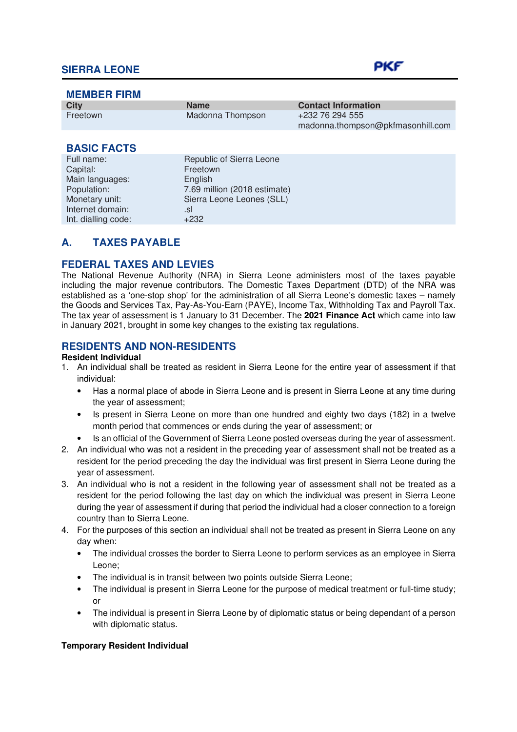# SIERRA LEONE

## MEMBER FIRM

| City | Name | Contact Information |
|---|---|---|
| Freetown | Madonna Thompson | +232 76 294 555<br>madonna.thompson@pkfmasonhill.com |

## BASIC FACTS

| | |
|---|---|
| Full name: | Republic of Sierra Leone |
| Capital: | Freetown |
| Main languages: | English |
| Population: | 7.69 million (2018 estimate) |
| Monetary unit: | Sierra Leone Leones (SLL) |
| Internet domain: | .sl |
| Int. dialling code: | +232 |

## A. TAXES PAYABLE

### FEDERAL TAXES AND LEVIES

The National Revenue Authority (NRA) in Sierra Leone administers most of the taxes payable including the major revenue contributors. The Domestic Taxes Department (DTD) of the NRA was established as a 'one-stop shop' for the administration of all Sierra Leone's domestic taxes – namely the Goods and Services Tax, Pay-As-You-Earn (PAYE), Income Tax, Withholding Tax and Payroll Tax. The tax year of assessment is 1 January to 31 December. The **2021 Finance Act** which came into law in January 2021, brought in some key changes to the existing tax regulations.

### RESIDENTS AND NON-RESIDENTS

**Resident Individual**

1. An individual shall be treated as resident in Sierra Leone for the entire year of assessment if that individual:
   - Has a normal place of abode in Sierra Leone and is present in Sierra Leone at any time during the year of assessment;
   - Is present in Sierra Leone on more than one hundred and eighty two days (182) in a twelve month period that commences or ends during the year of assessment; or
   - Is an official of the Government of Sierra Leone posted overseas during the year of assessment.
2. An individual who was not a resident in the preceding year of assessment shall not be treated as a resident for the period preceding the day the individual was first present in Sierra Leone during the year of assessment.
3. An individual who is not a resident in the following year of assessment shall not be treated as a resident for the period following the last day on which the individual was present in Sierra Leone during the year of assessment if during that period the individual had a closer connection to a foreign country than to Sierra Leone.
4. For the purposes of this section an individual shall not be treated as present in Sierra Leone on any day when:
   - The individual crosses the border to Sierra Leone to perform services as an employee in Sierra Leone;
   - The individual is in transit between two points outside Sierra Leone;
   - The individual is present in Sierra Leone for the purpose of medical treatment or full-time study; or
   - The individual is present in Sierra Leone by of diplomatic status or being dependant of a person with diplomatic status.

**Temporary Resident Individual**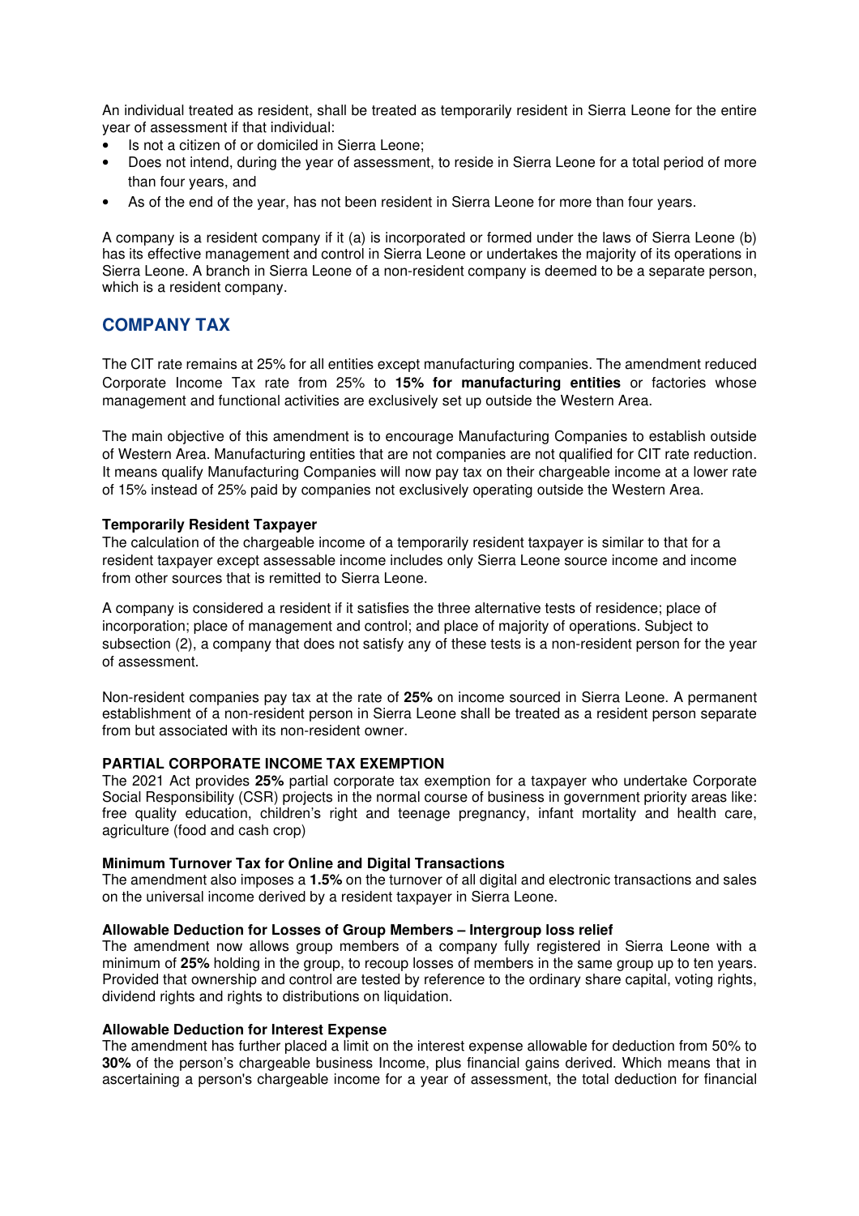An individual treated as resident, shall be treated as temporarily resident in Sierra Leone for the entire year of assessment if that individual:

- Is not a citizen of or domiciled in Sierra Leone;
- Does not intend, during the year of assessment, to reside in Sierra Leone for a total period of more than four years, and
- As of the end of the year, has not been resident in Sierra Leone for more than four years.

A company is a resident company if it (a) is incorporated or formed under the laws of Sierra Leone (b) has its effective management and control in Sierra Leone or undertakes the majority of its operations in Sierra Leone. A branch in Sierra Leone of a non-resident company is deemed to be a separate person, which is a resident company.

## COMPANY TAX

The CIT rate remains at 25% for all entities except manufacturing companies. The amendment reduced Corporate Income Tax rate from 25% to **15% for manufacturing entities** or factories whose management and functional activities are exclusively set up outside the Western Area.

The main objective of this amendment is to encourage Manufacturing Companies to establish outside of Western Area. Manufacturing entities that are not companies are not qualified for CIT rate reduction. It means qualify Manufacturing Companies will now pay tax on their chargeable income at a lower rate of 15% instead of 25% paid by companies not exclusively operating outside the Western Area.

**Temporarily Resident Taxpayer**

The calculation of the chargeable income of a temporarily resident taxpayer is similar to that for a resident taxpayer except assessable income includes only Sierra Leone source income and income from other sources that is remitted to Sierra Leone.

A company is considered a resident if it satisfies the three alternative tests of residence; place of incorporation; place of management and control; and place of majority of operations. Subject to subsection (2), a company that does not satisfy any of these tests is a non-resident person for the year of assessment.

Non-resident companies pay tax at the rate of **25%** on income sourced in Sierra Leone. A permanent establishment of a non-resident person in Sierra Leone shall be treated as a resident person separate from but associated with its non-resident owner.

**PARTIAL CORPORATE INCOME TAX EXEMPTION**

The 2021 Act provides **25%** partial corporate tax exemption for a taxpayer who undertake Corporate Social Responsibility (CSR) projects in the normal course of business in government priority areas like: free quality education, children's right and teenage pregnancy, infant mortality and health care, agriculture (food and cash crop)

**Minimum Turnover Tax for Online and Digital Transactions**

The amendment also imposes a **1.5%** on the turnover of all digital and electronic transactions and sales on the universal income derived by a resident taxpayer in Sierra Leone.

**Allowable Deduction for Losses of Group Members – Intergroup loss relief**

The amendment now allows group members of a company fully registered in Sierra Leone with a minimum of **25%** holding in the group, to recoup losses of members in the same group up to ten years. Provided that ownership and control are tested by reference to the ordinary share capital, voting rights, dividend rights and rights to distributions on liquidation.

**Allowable Deduction for Interest Expense**

The amendment has further placed a limit on the interest expense allowable for deduction from 50% to **30%** of the person's chargeable business Income, plus financial gains derived. Which means that in ascertaining a person's chargeable income for a year of assessment, the total deduction for financial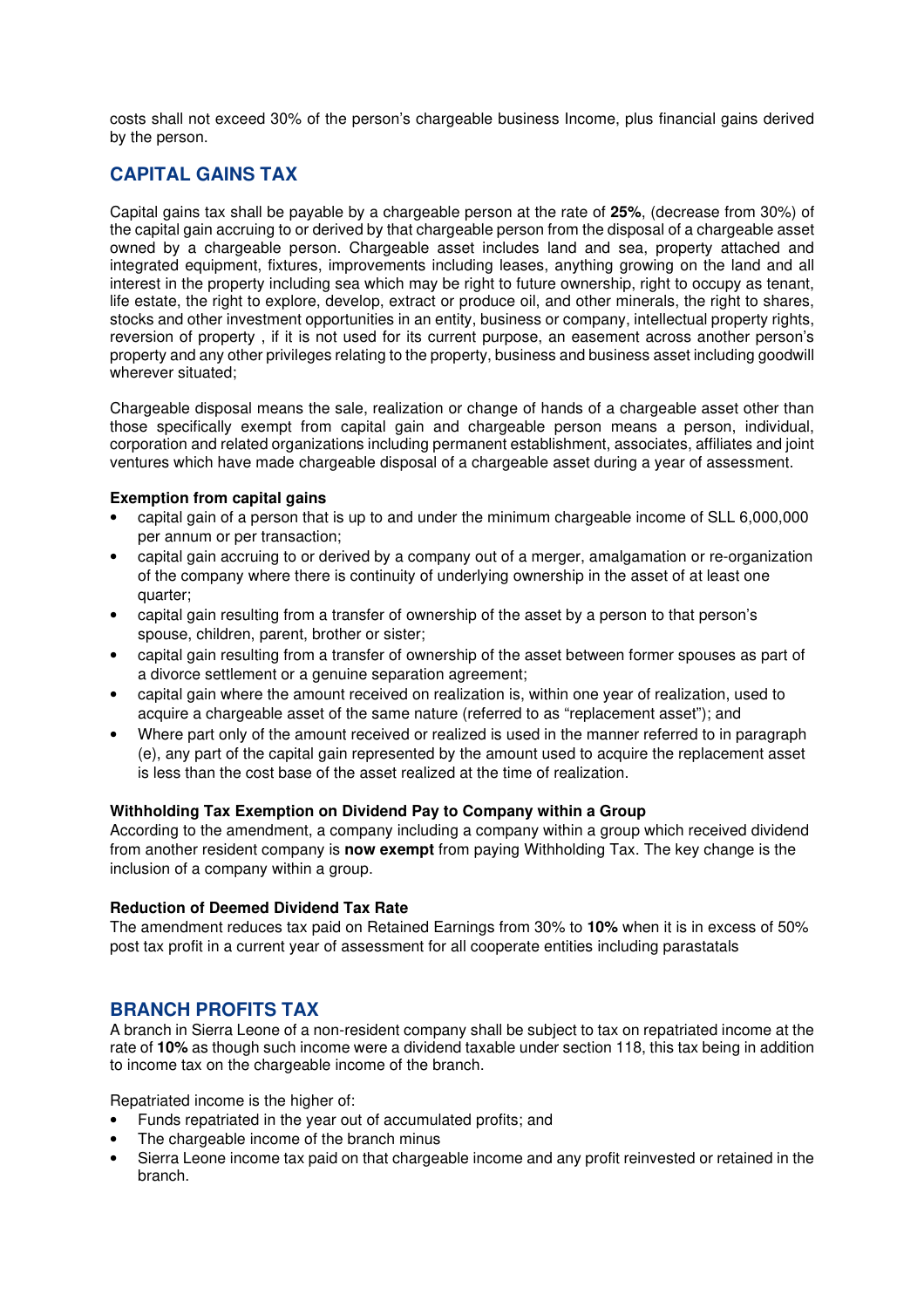costs shall not exceed 30% of the person's chargeable business Income, plus financial gains derived by the person.

## CAPITAL GAINS TAX

Capital gains tax shall be payable by a chargeable person at the rate of **25%**, (decrease from 30%) of the capital gain accruing to or derived by that chargeable person from the disposal of a chargeable asset owned by a chargeable person. Chargeable asset includes land and sea, property attached and integrated equipment, fixtures, improvements including leases, anything growing on the land and all interest in the property including sea which may be right to future ownership, right to occupy as tenant, life estate, the right to explore, develop, extract or produce oil, and other minerals, the right to shares, stocks and other investment opportunities in an entity, business or company, intellectual property rights, reversion of property , if it is not used for its current purpose, an easement across another person's property and any other privileges relating to the property, business and business asset including goodwill wherever situated;

Chargeable disposal means the sale, realization or change of hands of a chargeable asset other than those specifically exempt from capital gain and chargeable person means a person, individual, corporation and related organizations including permanent establishment, associates, affiliates and joint ventures which have made chargeable disposal of a chargeable asset during a year of assessment.

**Exemption from capital gains**

- capital gain of a person that is up to and under the minimum chargeable income of SLL 6,000,000 per annum or per transaction;
- capital gain accruing to or derived by a company out of a merger, amalgamation or re-organization of the company where there is continuity of underlying ownership in the asset of at least one quarter;
- capital gain resulting from a transfer of ownership of the asset by a person to that person's spouse, children, parent, brother or sister;
- capital gain resulting from a transfer of ownership of the asset between former spouses as part of a divorce settlement or a genuine separation agreement;
- capital gain where the amount received on realization is, within one year of realization, used to acquire a chargeable asset of the same nature (referred to as "replacement asset"); and
- Where part only of the amount received or realized is used in the manner referred to in paragraph (e), any part of the capital gain represented by the amount used to acquire the replacement asset is less than the cost base of the asset realized at the time of realization.

**Withholding Tax Exemption on Dividend Pay to Company within a Group**

According to the amendment, a company including a company within a group which received dividend from another resident company is **now exempt** from paying Withholding Tax. The key change is the inclusion of a company within a group.

**Reduction of Deemed Dividend Tax Rate**

The amendment reduces tax paid on Retained Earnings from 30% to **10%** when it is in excess of 50% post tax profit in a current year of assessment for all cooperate entities including parastatals

## BRANCH PROFITS TAX

A branch in Sierra Leone of a non-resident company shall be subject to tax on repatriated income at the rate of **10%** as though such income were a dividend taxable under section 118, this tax being in addition to income tax on the chargeable income of the branch.

Repatriated income is the higher of:

- Funds repatriated in the year out of accumulated profits; and
- The chargeable income of the branch minus
- Sierra Leone income tax paid on that chargeable income and any profit reinvested or retained in the branch.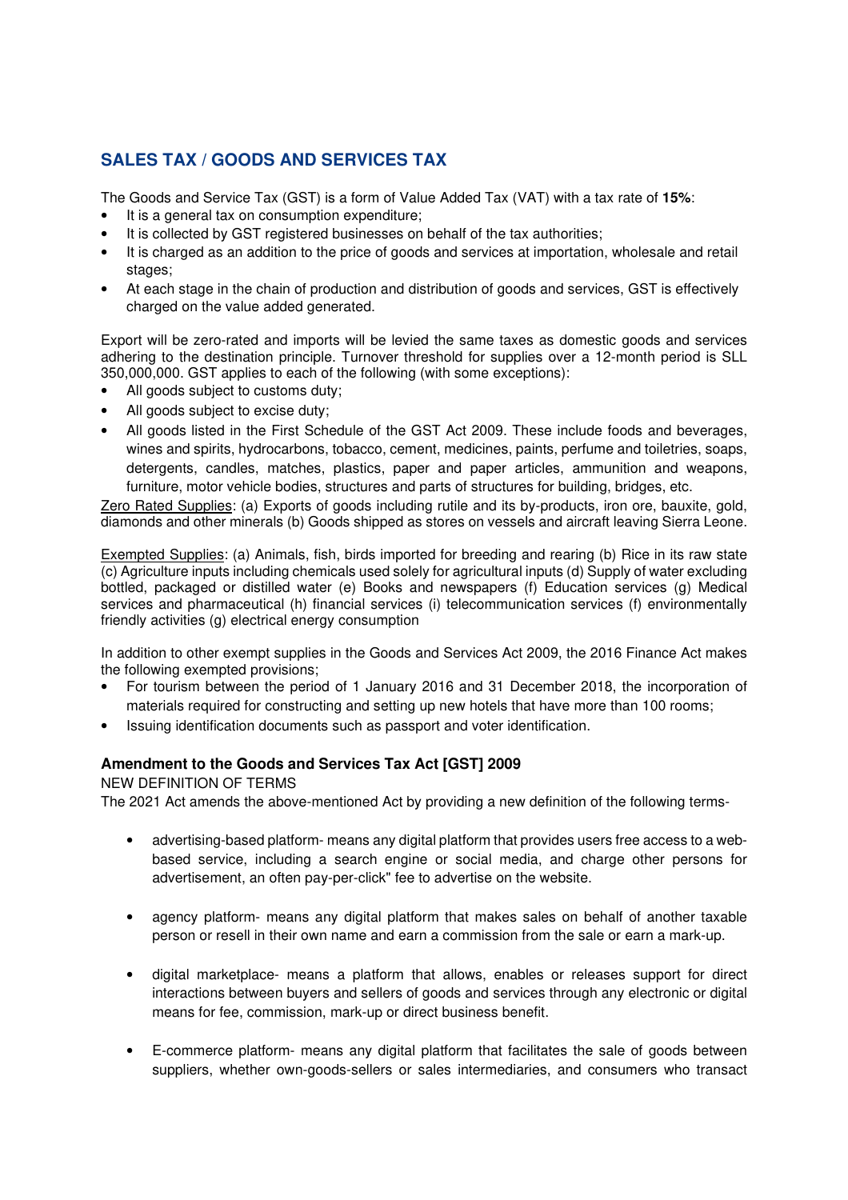## SALES TAX / GOODS AND SERVICES TAX

The Goods and Service Tax (GST) is a form of Value Added Tax (VAT) with a tax rate of **15%**:

- It is a general tax on consumption expenditure;
- It is collected by GST registered businesses on behalf of the tax authorities;
- It is charged as an addition to the price of goods and services at importation, wholesale and retail stages;
- At each stage in the chain of production and distribution of goods and services, GST is effectively charged on the value added generated.

Export will be zero-rated and imports will be levied the same taxes as domestic goods and services adhering to the destination principle. Turnover threshold for supplies over a 12-month period is SLL 350,000,000. GST applies to each of the following (with some exceptions):

- All goods subject to customs duty;
- All goods subject to excise duty;
- All goods listed in the First Schedule of the GST Act 2009. These include foods and beverages, wines and spirits, hydrocarbons, tobacco, cement, medicines, paints, perfume and toiletries, soaps, detergents, candles, matches, plastics, paper and paper articles, ammunition and weapons, furniture, motor vehicle bodies, structures and parts of structures for building, bridges, etc.

<u>Zero Rated Supplies</u>: (a) Exports of goods including rutile and its by-products, iron ore, bauxite, gold, diamonds and other minerals (b) Goods shipped as stores on vessels and aircraft leaving Sierra Leone.

<u>Exempted Supplies</u>: (a) Animals, fish, birds imported for breeding and rearing (b) Rice in its raw state (c) Agriculture inputs including chemicals used solely for agricultural inputs (d) Supply of water excluding bottled, packaged or distilled water (e) Books and newspapers (f) Education services (g) Medical services and pharmaceutical (h) financial services (i) telecommunication services (f) environmentally friendly activities (g) electrical energy consumption

In addition to other exempt supplies in the Goods and Services Act 2009, the 2016 Finance Act makes the following exempted provisions;

- For tourism between the period of 1 January 2016 and 31 December 2018, the incorporation of materials required for constructing and setting up new hotels that have more than 100 rooms;
- Issuing identification documents such as passport and voter identification.

### Amendment to the Goods and Services Tax Act [GST] 2009

NEW DEFINITION OF TERMS

The 2021 Act amends the above-mentioned Act by providing a new definition of the following terms-

- advertising-based platform- means any digital platform that provides users free access to a web-based service, including a search engine or social media, and charge other persons for advertisement, an often pay-per-click" fee to advertise on the website.
- agency platform- means any digital platform that makes sales on behalf of another taxable person or resell in their own name and earn a commission from the sale or earn a mark-up.
- digital marketplace- means a platform that allows, enables or releases support for direct interactions between buyers and sellers of goods and services through any electronic or digital means for fee, commission, mark-up or direct business benefit.
- E-commerce platform- means any digital platform that facilitates the sale of goods between suppliers, whether own-goods-sellers or sales intermediaries, and consumers who transact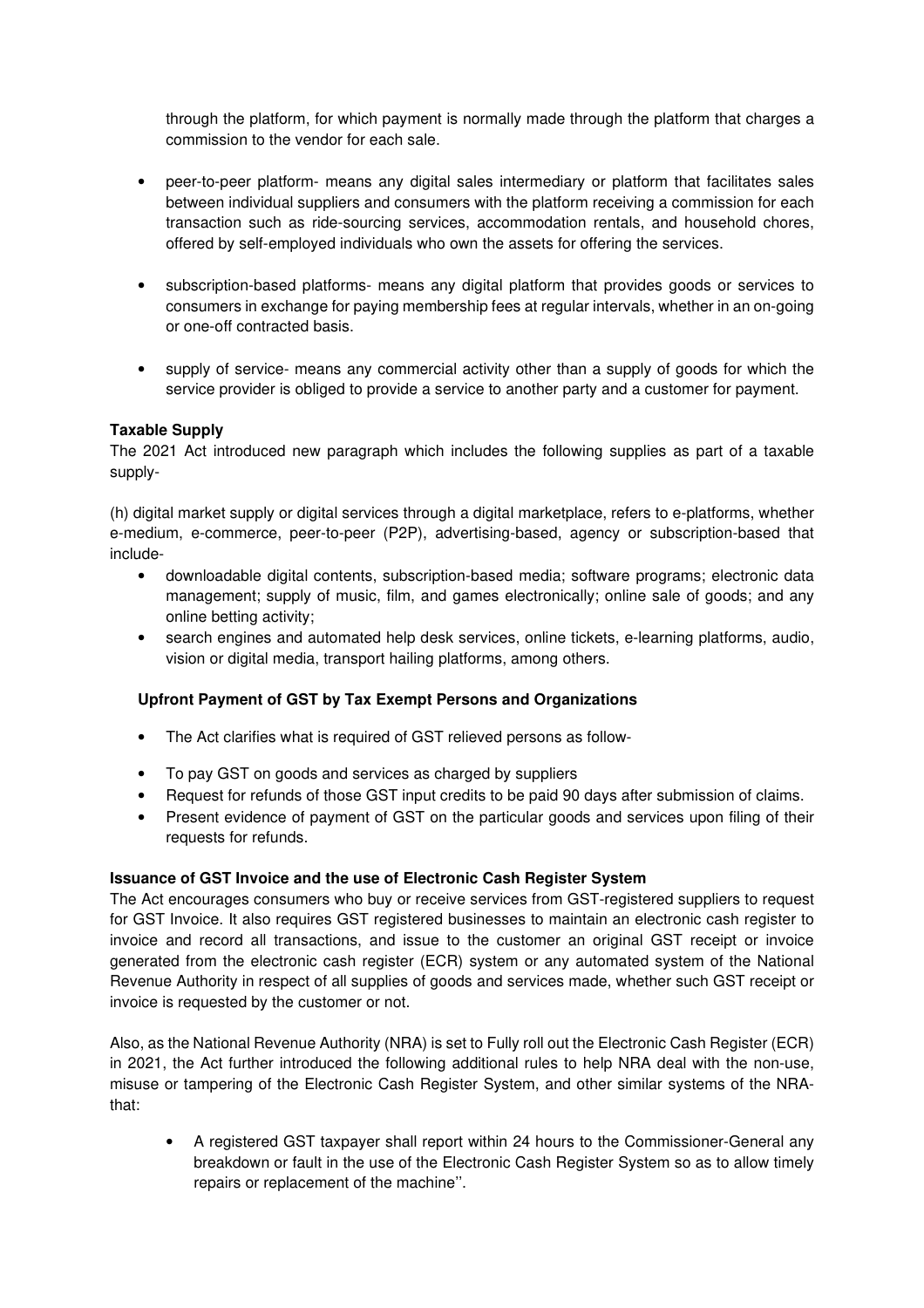through the platform, for which payment is normally made through the platform that charges a commission to the vendor for each sale.

- peer-to-peer platform- means any digital sales intermediary or platform that facilitates sales between individual suppliers and consumers with the platform receiving a commission for each transaction such as ride-sourcing services, accommodation rentals, and household chores, offered by self-employed individuals who own the assets for offering the services.
- subscription-based platforms- means any digital platform that provides goods or services to consumers in exchange for paying membership fees at regular intervals, whether in an on-going or one-off contracted basis.
- supply of service- means any commercial activity other than a supply of goods for which the service provider is obliged to provide a service to another party and a customer for payment.

**Taxable Supply**

The 2021 Act introduced new paragraph which includes the following supplies as part of a taxable supply-

(h) digital market supply or digital services through a digital marketplace, refers to e-platforms, whether e-medium, e-commerce, peer-to-peer (P2P), advertising-based, agency or subscription-based that include-

- downloadable digital contents, subscription-based media; software programs; electronic data management; supply of music, film, and games electronically; online sale of goods; and any online betting activity;
- search engines and automated help desk services, online tickets, e-learning platforms, audio, vision or digital media, transport hailing platforms, among others.

**Upfront Payment of GST by Tax Exempt Persons and Organizations**

- The Act clarifies what is required of GST relieved persons as follow-
- To pay GST on goods and services as charged by suppliers
- Request for refunds of those GST input credits to be paid 90 days after submission of claims.
- Present evidence of payment of GST on the particular goods and services upon filing of their requests for refunds.

**Issuance of GST Invoice and the use of Electronic Cash Register System**

The Act encourages consumers who buy or receive services from GST-registered suppliers to request for GST Invoice. It also requires GST registered businesses to maintain an electronic cash register to invoice and record all transactions, and issue to the customer an original GST receipt or invoice generated from the electronic cash register (ECR) system or any automated system of the National Revenue Authority in respect of all supplies of goods and services made, whether such GST receipt or invoice is requested by the customer or not.

Also, as the National Revenue Authority (NRA) is set to Fully roll out the Electronic Cash Register (ECR) in 2021, the Act further introduced the following additional rules to help NRA deal with the non-use, misuse or tampering of the Electronic Cash Register System, and other similar systems of the NRA- that:

- A registered GST taxpayer shall report within 24 hours to the Commissioner-General any breakdown or fault in the use of the Electronic Cash Register System so as to allow timely repairs or replacement of the machine''.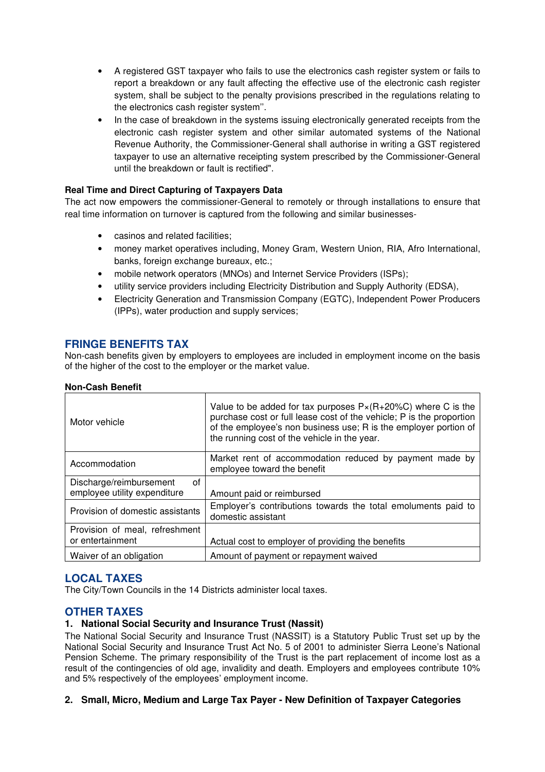- A registered GST taxpayer who fails to use the electronics cash register system or fails to report a breakdown or any fault affecting the effective use of the electronic cash register system, shall be subject to the penalty provisions prescribed in the regulations relating to the electronics cash register system''.
- In the case of breakdown in the systems issuing electronically generated receipts from the electronic cash register system and other similar automated systems of the National Revenue Authority, the Commissioner-General shall authorise in writing a GST registered taxpayer to use an alternative receipting system prescribed by the Commissioner-General until the breakdown or fault is rectified".

**Real Time and Direct Capturing of Taxpayers Data**

The act now empowers the commissioner-General to remotely or through installations to ensure that real time information on turnover is captured from the following and similar businesses-

- casinos and related facilities;
- money market operatives including, Money Gram, Western Union, RIA, Afro International, banks, foreign exchange bureaux, etc.;
- mobile network operators (MNOs) and Internet Service Providers (ISPs);
- utility service providers including Electricity Distribution and Supply Authority (EDSA),
- Electricity Generation and Transmission Company (EGTC), Independent Power Producers (IPPs), water production and supply services;

## FRINGE BENEFITS TAX

Non-cash benefits given by employers to employees are included in employment income on the basis of the higher of the cost to the employer or the market value.

**Non-Cash Benefit**

| | |
|---|---|
| Motor vehicle | Value to be added for tax purposes $P \times (R + 20\%C)$ where C is the purchase cost or full lease cost of the vehicle; P is the proportion of the employee's non business use; R is the employer portion of the running cost of the vehicle in the year. |
| Accommodation | Market rent of accommodation reduced by payment made by employee toward the benefit |
| Discharge/reimbursement of employee utility expenditure | Amount paid or reimbursed |
| Provision of domestic assistants | Employer's contributions towards the total emoluments paid to domestic assistant |
| Provision of meal, refreshment or entertainment | Actual cost to employer of providing the benefits |
| Waiver of an obligation | Amount of payment or repayment waived |

## LOCAL TAXES

The City/Town Councils in the 14 Districts administer local taxes.

## OTHER TAXES

### 1. National Social Security and Insurance Trust (Nassit)

The National Social Security and Insurance Trust (NASSIT) is a Statutory Public Trust set up by the National Social Security and Insurance Trust Act No. 5 of 2001 to administer Sierra Leone's National Pension Scheme. The primary responsibility of the Trust is the part replacement of income lost as a result of the contingencies of old age, invalidity and death. Employers and employees contribute 10% and 5% respectively of the employees' employment income.

### 2. Small, Micro, Medium and Large Tax Payer - New Definition of Taxpayer Categories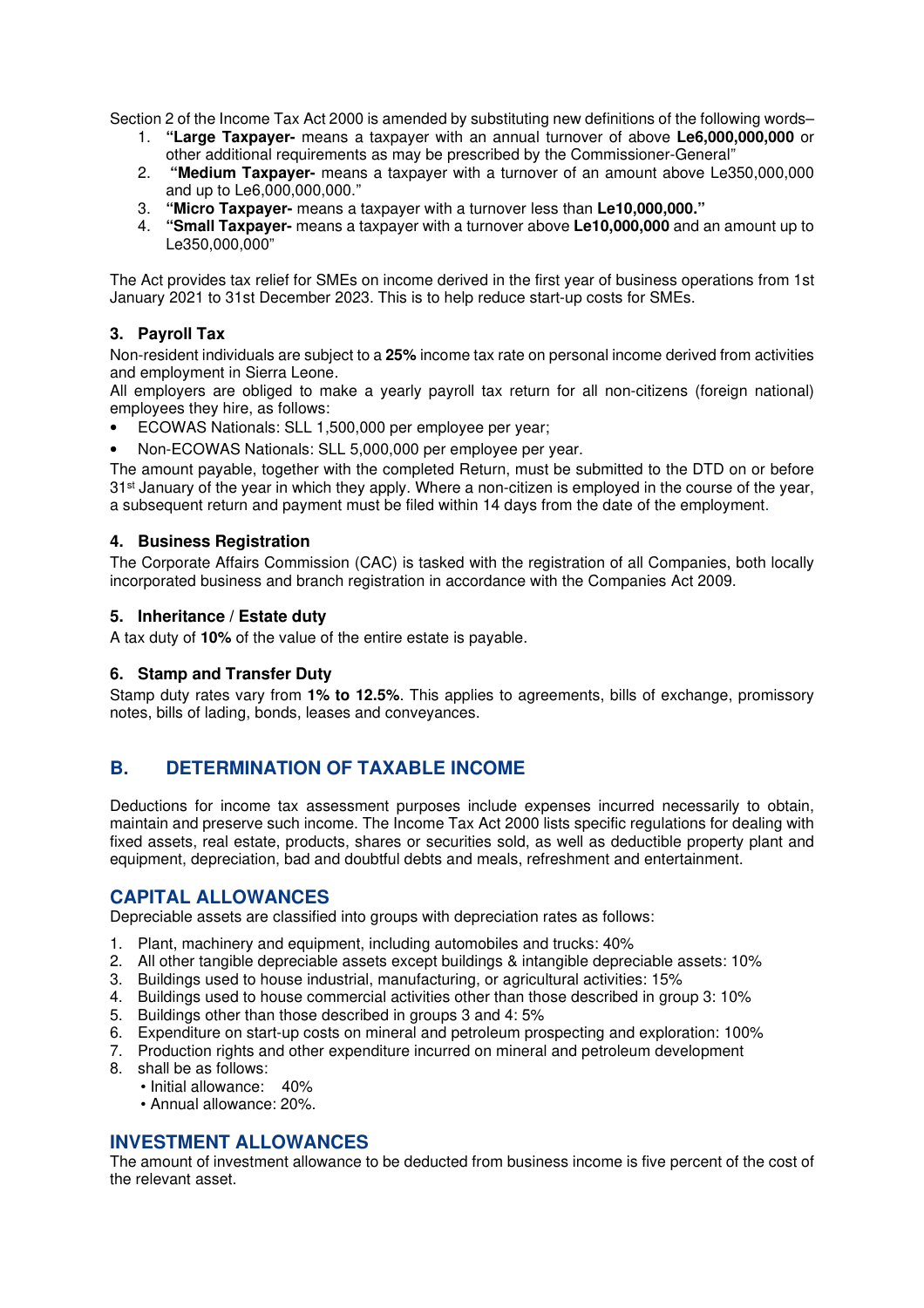Section 2 of the Income Tax Act 2000 is amended by substituting new definitions of the following words–

1. **"Large Taxpayer-** means a taxpayer with an annual turnover of above **Le6,000,000,000** or other additional requirements as may be prescribed by the Commissioner-General"
2. **"Medium Taxpayer-** means a taxpayer with a turnover of an amount above Le350,000,000 and up to Le6,000,000,000."
3. **"Micro Taxpayer-** means a taxpayer with a turnover less than **Le10,000,000."**
4. **"Small Taxpayer-** means a taxpayer with a turnover above **Le10,000,000** and an amount up to Le350,000,000"

The Act provides tax relief for SMEs on income derived in the first year of business operations from 1st January 2021 to 31st December 2023. This is to help reduce start-up costs for SMEs.

### 3. Payroll Tax

Non-resident individuals are subject to a **25%** income tax rate on personal income derived from activities and employment in Sierra Leone.

All employers are obliged to make a yearly payroll tax return for all non-citizens (foreign national) employees they hire, as follows:

- ECOWAS Nationals: SLL 1,500,000 per employee per year;
- Non-ECOWAS Nationals: SLL 5,000,000 per employee per year.

The amount payable, together with the completed Return, must be submitted to the DTD on or before 31st January of the year in which they apply. Where a non-citizen is employed in the course of the year, a subsequent return and payment must be filed within 14 days from the date of the employment.

### 4. Business Registration

The Corporate Affairs Commission (CAC) is tasked with the registration of all Companies, both locally incorporated business and branch registration in accordance with the Companies Act 2009.

### 5. Inheritance / Estate duty

A tax duty of **10%** of the value of the entire estate is payable.

### 6. Stamp and Transfer Duty

Stamp duty rates vary from **1% to 12.5%**. This applies to agreements, bills of exchange, promissory notes, bills of lading, bonds, leases and conveyances.

## B. DETERMINATION OF TAXABLE INCOME

Deductions for income tax assessment purposes include expenses incurred necessarily to obtain, maintain and preserve such income. The Income Tax Act 2000 lists specific regulations for dealing with fixed assets, real estate, products, shares or securities sold, as well as deductible property plant and equipment, depreciation, bad and doubtful debts and meals, refreshment and entertainment.

## CAPITAL ALLOWANCES

Depreciable assets are classified into groups with depreciation rates as follows:

1. Plant, machinery and equipment, including automobiles and trucks: 40%
2. All other tangible depreciable assets except buildings & intangible depreciable assets: 10%
3. Buildings used to house industrial, manufacturing, or agricultural activities: 15%
4. Buildings used to house commercial activities other than those described in group 3: 10%
5. Buildings other than those described in groups 3 and 4: 5%
6. Expenditure on start-up costs on mineral and petroleum prospecting and exploration: 100%
7. Production rights and other expenditure incurred on mineral and petroleum development
8. shall be as follows:
   - Initial allowance: 40%
   - Annual allowance: 20%.

## INVESTMENT ALLOWANCES

The amount of investment allowance to be deducted from business income is five percent of the cost of the relevant asset.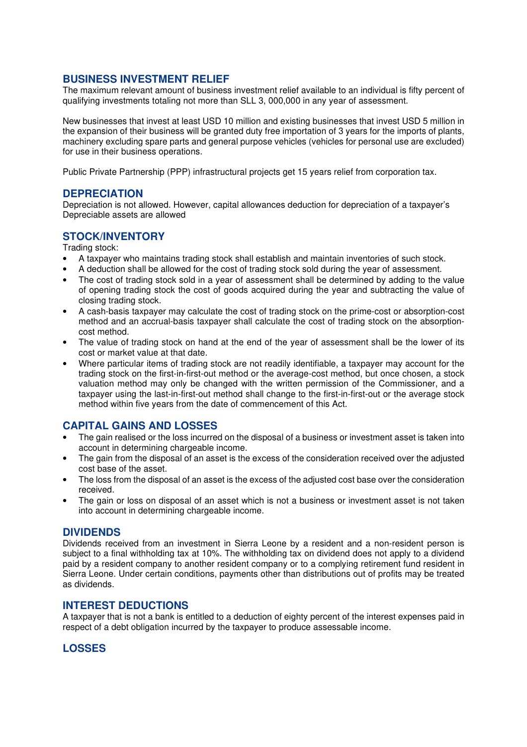## BUSINESS INVESTMENT RELIEF

The maximum relevant amount of business investment relief available to an individual is fifty percent of qualifying investments totaling not more than SLL 3, 000,000 in any year of assessment.

New businesses that invest at least USD 10 million and existing businesses that invest USD 5 million in the expansion of their business will be granted duty free importation of 3 years for the imports of plants, machinery excluding spare parts and general purpose vehicles (vehicles for personal use are excluded) for use in their business operations.

Public Private Partnership (PPP) infrastructural projects get 15 years relief from corporation tax.

## DEPRECIATION

Depreciation is not allowed. However, capital allowances deduction for depreciation of a taxpayer's Depreciable assets are allowed

## STOCK/INVENTORY

Trading stock:

- A taxpayer who maintains trading stock shall establish and maintain inventories of such stock.
- A deduction shall be allowed for the cost of trading stock sold during the year of assessment.
- The cost of trading stock sold in a year of assessment shall be determined by adding to the value of opening trading stock the cost of goods acquired during the year and subtracting the value of closing trading stock.
- A cash-basis taxpayer may calculate the cost of trading stock on the prime-cost or absorption-cost method and an accrual-basis taxpayer shall calculate the cost of trading stock on the absorption-cost method.
- The value of trading stock on hand at the end of the year of assessment shall be the lower of its cost or market value at that date.
- Where particular items of trading stock are not readily identifiable, a taxpayer may account for the trading stock on the first-in-first-out method or the average-cost method, but once chosen, a stock valuation method may only be changed with the written permission of the Commissioner, and a taxpayer using the last-in-first-out method shall change to the first-in-first-out or the average stock method within five years from the date of commencement of this Act.

## CAPITAL GAINS AND LOSSES

- The gain realised or the loss incurred on the disposal of a business or investment asset is taken into account in determining chargeable income.
- The gain from the disposal of an asset is the excess of the consideration received over the adjusted cost base of the asset.
- The loss from the disposal of an asset is the excess of the adjusted cost base over the consideration received.
- The gain or loss on disposal of an asset which is not a business or investment asset is not taken into account in determining chargeable income.

## DIVIDENDS

Dividends received from an investment in Sierra Leone by a resident and a non-resident person is subject to a final withholding tax at 10%. The withholding tax on dividend does not apply to a dividend paid by a resident company to another resident company or to a complying retirement fund resident in Sierra Leone. Under certain conditions, payments other than distributions out of profits may be treated as dividends.

## INTEREST DEDUCTIONS

A taxpayer that is not a bank is entitled to a deduction of eighty percent of the interest expenses paid in respect of a debt obligation incurred by the taxpayer to produce assessable income.

## LOSSES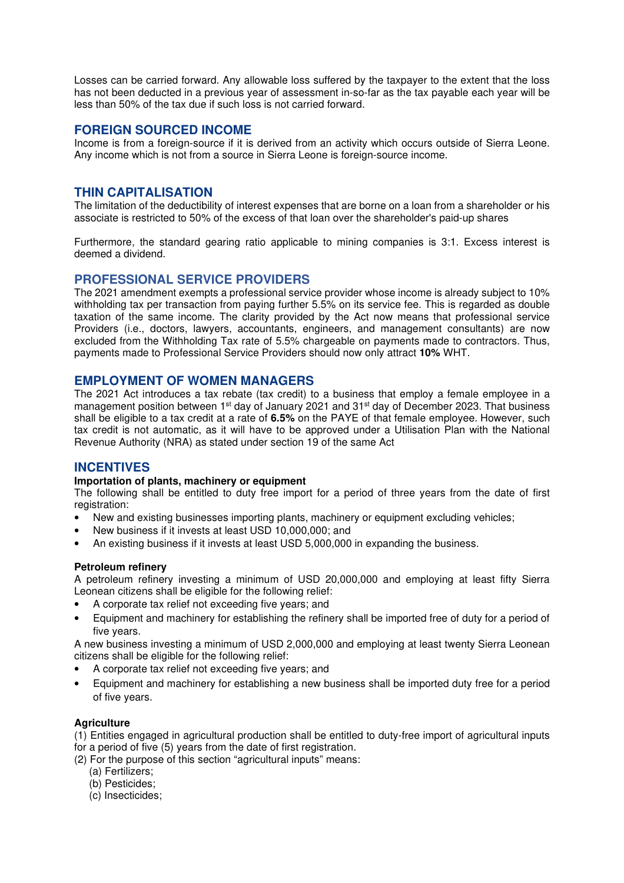Losses can be carried forward. Any allowable loss suffered by the taxpayer to the extent that the loss has not been deducted in a previous year of assessment in-so-far as the tax payable each year will be less than 50% of the tax due if such loss is not carried forward.

## FOREIGN SOURCED INCOME

Income is from a foreign-source if it is derived from an activity which occurs outside of Sierra Leone. Any income which is not from a source in Sierra Leone is foreign-source income.

## THIN CAPITALISATION

The limitation of the deductibility of interest expenses that are borne on a loan from a shareholder or his associate is restricted to 50% of the excess of that loan over the shareholder's paid-up shares

Furthermore, the standard gearing ratio applicable to mining companies is 3:1. Excess interest is deemed a dividend.

## PROFESSIONAL SERVICE PROVIDERS

The 2021 amendment exempts a professional service provider whose income is already subject to 10% withholding tax per transaction from paying further 5.5% on its service fee. This is regarded as double taxation of the same income. The clarity provided by the Act now means that professional service Providers (i.e., doctors, lawyers, accountants, engineers, and management consultants) are now excluded from the Withholding Tax rate of 5.5% chargeable on payments made to contractors. Thus, payments made to Professional Service Providers should now only attract **10%** WHT.

## EMPLOYMENT OF WOMEN MANAGERS

The 2021 Act introduces a tax rebate (tax credit) to a business that employ a female employee in a management position between 1st day of January 2021 and 31st day of December 2023. That business shall be eligible to a tax credit at a rate of **6.5%** on the PAYE of that female employee. However, such tax credit is not automatic, as it will have to be approved under a Utilisation Plan with the National Revenue Authority (NRA) as stated under section 19 of the same Act

## INCENTIVES

### Importation of plants, machinery or equipment

The following shall be entitled to duty free import for a period of three years from the date of first registration:

- New and existing businesses importing plants, machinery or equipment excluding vehicles;
- New business if it invests at least USD 10,000,000; and
- An existing business if it invests at least USD 5,000,000 in expanding the business.

### Petroleum refinery

A petroleum refinery investing a minimum of USD 20,000,000 and employing at least fifty Sierra Leonean citizens shall be eligible for the following relief:

- A corporate tax relief not exceeding five years; and
- Equipment and machinery for establishing the refinery shall be imported free of duty for a period of five years.

A new business investing a minimum of USD 2,000,000 and employing at least twenty Sierra Leonean citizens shall be eligible for the following relief:

- A corporate tax relief not exceeding five years; and
- Equipment and machinery for establishing a new business shall be imported duty free for a period of five years.

### Agriculture

(1) Entities engaged in agricultural production shall be entitled to duty-free import of agricultural inputs for a period of five (5) years from the date of first registration.

(2) For the purpose of this section "agricultural inputs" means:

(a) Fertilizers;
(b) Pesticides;
(c) Insecticides;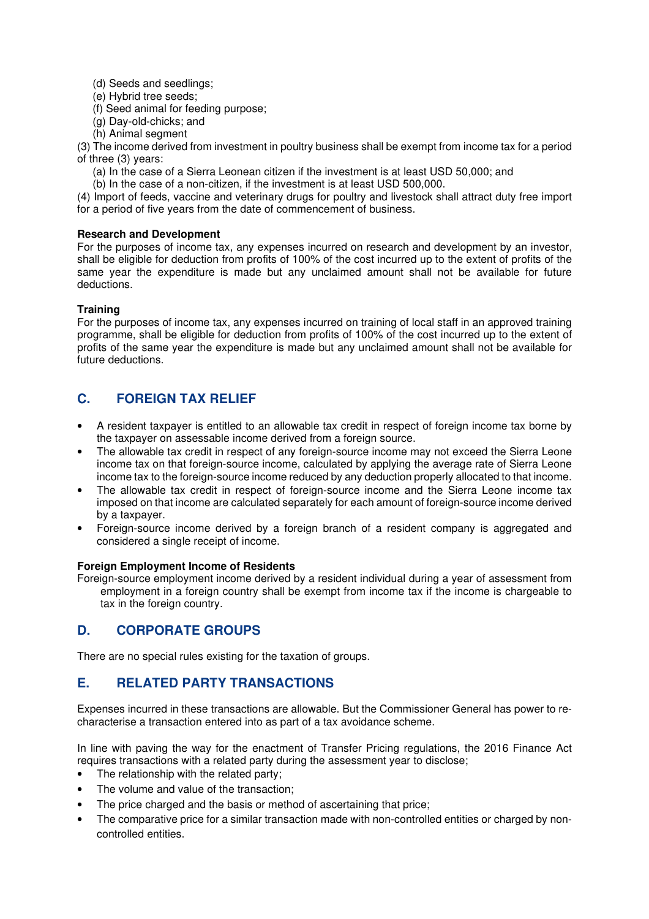(d) Seeds and seedlings;
(e) Hybrid tree seeds;
(f) Seed animal for feeding purpose;
(g) Day-old-chicks; and
(h) Animal segment

(3) The income derived from investment in poultry business shall be exempt from income tax for a period of three (3) years:

(a) In the case of a Sierra Leonean citizen if the investment is at least USD 50,000; and
(b) In the case of a non-citizen, if the investment is at least USD 500,000.

(4) Import of feeds, vaccine and veterinary drugs for poultry and livestock shall attract duty free import for a period of five years from the date of commencement of business.

**Research and Development**

For the purposes of income tax, any expenses incurred on research and development by an investor, shall be eligible for deduction from profits of 100% of the cost incurred up to the extent of profits of the same year the expenditure is made but any unclaimed amount shall not be available for future deductions.

**Training**

For the purposes of income tax, any expenses incurred on training of local staff in an approved training programme, shall be eligible for deduction from profits of 100% of the cost incurred up to the extent of profits of the same year the expenditure is made but any unclaimed amount shall not be available for future deductions.

## C. FOREIGN TAX RELIEF

- A resident taxpayer is entitled to an allowable tax credit in respect of foreign income tax borne by the taxpayer on assessable income derived from a foreign source.
- The allowable tax credit in respect of any foreign-source income may not exceed the Sierra Leone income tax on that foreign-source income, calculated by applying the average rate of Sierra Leone income tax to the foreign-source income reduced by any deduction properly allocated to that income.
- The allowable tax credit in respect of foreign-source income and the Sierra Leone income tax imposed on that income are calculated separately for each amount of foreign-source income derived by a taxpayer.
- Foreign-source income derived by a foreign branch of a resident company is aggregated and considered a single receipt of income.

**Foreign Employment Income of Residents**

Foreign-source employment income derived by a resident individual during a year of assessment from employment in a foreign country shall be exempt from income tax if the income is chargeable to tax in the foreign country.

## D. CORPORATE GROUPS

There are no special rules existing for the taxation of groups.

## E. RELATED PARTY TRANSACTIONS

Expenses incurred in these transactions are allowable. But the Commissioner General has power to re-characterise a transaction entered into as part of a tax avoidance scheme.

In line with paving the way for the enactment of Transfer Pricing regulations, the 2016 Finance Act requires transactions with a related party during the assessment year to disclose;

- The relationship with the related party;
- The volume and value of the transaction;
- The price charged and the basis or method of ascertaining that price;
- The comparative price for a similar transaction made with non-controlled entities or charged by non-controlled entities.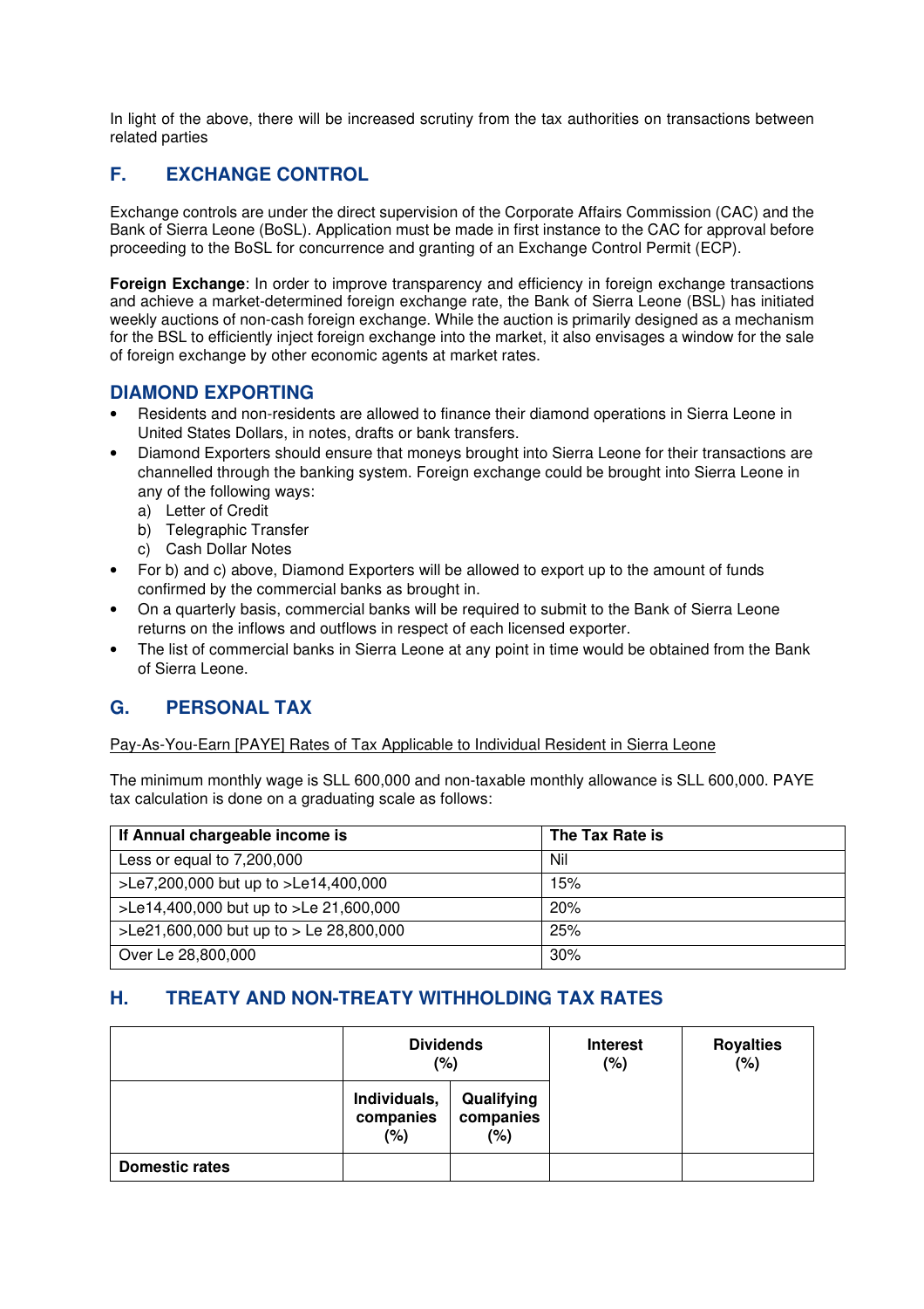In light of the above, there will be increased scrutiny from the tax authorities on transactions between related parties

## F. EXCHANGE CONTROL

Exchange controls are under the direct supervision of the Corporate Affairs Commission (CAC) and the Bank of Sierra Leone (BoSL). Application must be made in first instance to the CAC for approval before proceeding to the BoSL for concurrence and granting of an Exchange Control Permit (ECP).

**Foreign Exchange**: In order to improve transparency and efficiency in foreign exchange transactions and achieve a market-determined foreign exchange rate, the Bank of Sierra Leone (BSL) has initiated weekly auctions of non-cash foreign exchange. While the auction is primarily designed as a mechanism for the BSL to efficiently inject foreign exchange into the market, it also envisages a window for the sale of foreign exchange by other economic agents at market rates.

## DIAMOND EXPORTING

- Residents and non-residents are allowed to finance their diamond operations in Sierra Leone in United States Dollars, in notes, drafts or bank transfers.
- Diamond Exporters should ensure that moneys brought into Sierra Leone for their transactions are channelled through the banking system. Foreign exchange could be brought into Sierra Leone in any of the following ways:
  a) Letter of Credit
  b) Telegraphic Transfer
  c) Cash Dollar Notes
- For b) and c) above, Diamond Exporters will be allowed to export up to the amount of funds confirmed by the commercial banks as brought in.
- On a quarterly basis, commercial banks will be required to submit to the Bank of Sierra Leone returns on the inflows and outflows in respect of each licensed exporter.
- The list of commercial banks in Sierra Leone at any point in time would be obtained from the Bank of Sierra Leone.

## G. PERSONAL TAX

Pay-As-You-Earn [PAYE] Rates of Tax Applicable to Individual Resident in Sierra Leone

The minimum monthly wage is SLL 600,000 and non-taxable monthly allowance is SLL 600,000. PAYE tax calculation is done on a graduating scale as follows:

| If Annual chargeable income is | The Tax Rate is |
|---|---|
| Less or equal to 7,200,000 | Nil |
| >Le7,200,000 but up to >Le14,400,000 | 15% |
| >Le14,400,000 but up to >Le 21,600,000 | 20% |
| >Le21,600,000 but up to > Le 28,800,000 | 25% |
| Over Le 28,800,000 | 30% |

## H. TREATY AND NON-TREATY WITHHOLDING TAX RATES

| | Dividends (%) | | Interest (%) | Royalties (%) |
|---|---|---|---|---|
| | Individuals, companies (%) | Qualifying companies (%) | | |
| **Domestic rates** | | | | |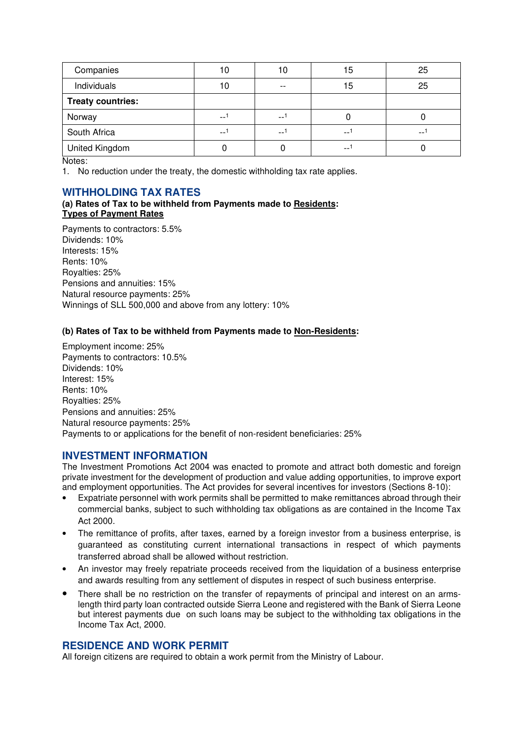| | | | | |
|---|---|---|---|---|
| Companies | 10 | 10 | 15 | 25 |
| Individuals | 10 | -- | 15 | 25 |
| **Treaty countries:** | | | | |
| Norway | --[1] | --[1] | 0 | 0 |
| South Africa | --[1] | --[1] | --[1] | --[1] |
| United Kingdom | 0 | 0 | --[1] | 0 |

Notes:

1. No reduction under the treaty, the domestic withholding tax rate applies.

## WITHHOLDING TAX RATES

**(a) Rates of Tax to be withheld from Payments made to Residents:**
**Types of Payment Rates**

Payments to contractors: 5.5%
Dividends: 10%
Interests: 15%
Rents: 10%
Royalties: 25%
Pensions and annuities: 15%
Natural resource payments: 25%
Winnings of SLL 500,000 and above from any lottery: 10%

**(b) Rates of Tax to be withheld from Payments made to Non-Residents:**

Employment income: 25%
Payments to contractors: 10.5%
Dividends: 10%
Interest: 15%
Rents: 10%
Royalties: 25%
Pensions and annuities: 25%
Natural resource payments: 25%
Payments to or applications for the benefit of non-resident beneficiaries: 25%

## INVESTMENT INFORMATION

The Investment Promotions Act 2004 was enacted to promote and attract both domestic and foreign private investment for the development of production and value adding opportunities, to improve export and employment opportunities. The Act provides for several incentives for investors (Sections 8-10):

- Expatriate personnel with work permits shall be permitted to make remittances abroad through their commercial banks, subject to such withholding tax obligations as are contained in the Income Tax Act 2000.
- The remittance of profits, after taxes, earned by a foreign investor from a business enterprise, is guaranteed as constituting current international transactions in respect of which payments transferred abroad shall be allowed without restriction.
- An investor may freely repatriate proceeds received from the liquidation of a business enterprise and awards resulting from any settlement of disputes in respect of such business enterprise.
- There shall be no restriction on the transfer of repayments of principal and interest on an arms-length third party loan contracted outside Sierra Leone and registered with the Bank of Sierra Leone but interest payments due on such loans may be subject to the withholding tax obligations in the Income Tax Act, 2000.

## RESIDENCE AND WORK PERMIT

All foreign citizens are required to obtain a work permit from the Ministry of Labour.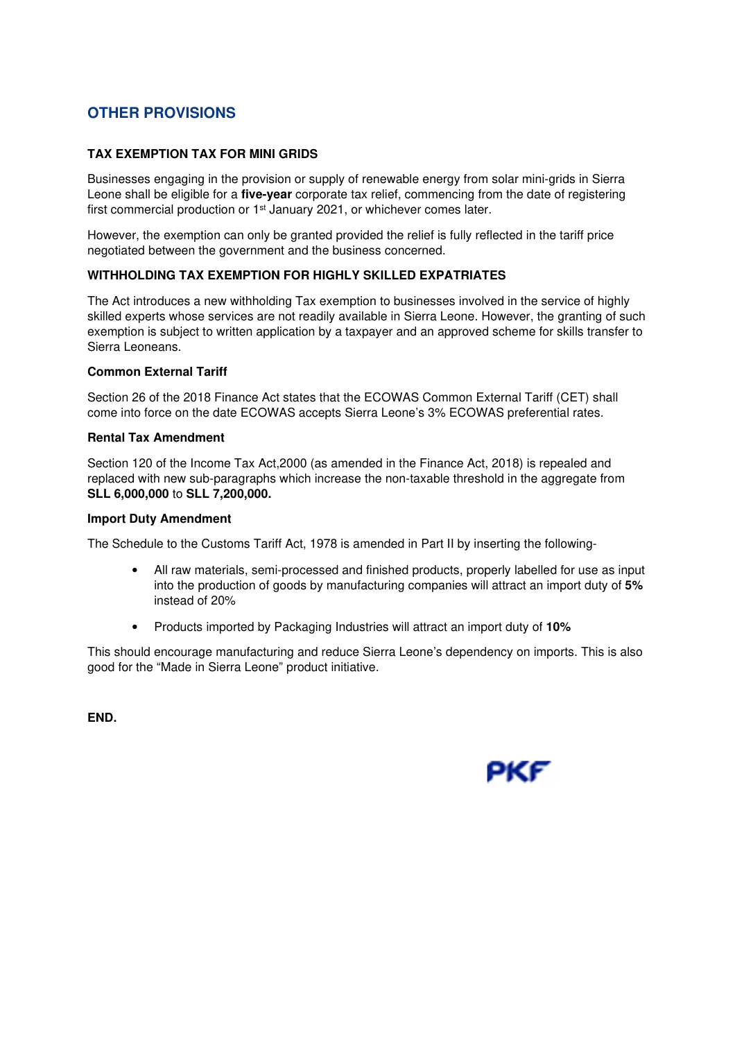## OTHER PROVISIONS

### TAX EXEMPTION TAX FOR MINI GRIDS

Businesses engaging in the provision or supply of renewable energy from solar mini-grids in Sierra Leone shall be eligible for a **five-year** corporate tax relief, commencing from the date of registering first commercial production or 1st January 2021, or whichever comes later.

However, the exemption can only be granted provided the relief is fully reflected in the tariff price negotiated between the government and the business concerned.

### WITHHOLDING TAX EXEMPTION FOR HIGHLY SKILLED EXPATRIATES

The Act introduces a new withholding Tax exemption to businesses involved in the service of highly skilled experts whose services are not readily available in Sierra Leone. However, the granting of such exemption is subject to written application by a taxpayer and an approved scheme for skills transfer to Sierra Leoneans.

#### Common External Tariff

Section 26 of the 2018 Finance Act states that the ECOWAS Common External Tariff (CET) shall come into force on the date ECOWAS accepts Sierra Leone's 3% ECOWAS preferential rates.

#### Rental Tax Amendment

Section 120 of the Income Tax Act,2000 (as amended in the Finance Act, 2018) is repealed and replaced with new sub-paragraphs which increase the non-taxable threshold in the aggregate from **SLL 6,000,000** to **SLL 7,200,000.**

#### Import Duty Amendment

The Schedule to the Customs Tariff Act, 1978 is amended in Part II by inserting the following-

- All raw materials, semi-processed and finished products, properly labelled for use as input into the production of goods by manufacturing companies will attract an import duty of **5%** instead of 20%
- Products imported by Packaging Industries will attract an import duty of **10%**

This should encourage manufacturing and reduce Sierra Leone's dependency on imports. This is also good for the "Made in Sierra Leone" product initiative.

**END.**

PKF